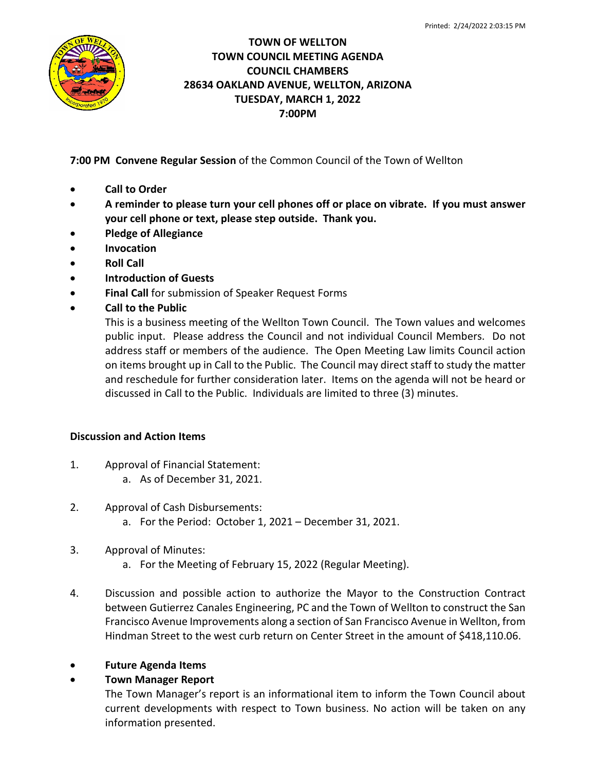# TOWN OF WELLTON
## TOWN COUNCIL MEETING AGENDA
### COUNCIL CHAMBERS
### 28634 OAKLAND AVENUE, WELLTON, ARIZONA
### TUESDAY, MARCH 1, 2022
### 7:00PM

**7:00 PM Convene Regular Session** of the Common Council of the Town of Wellton

- **Call to Order**
- **A reminder to please turn your cell phones off or place on vibrate. If you must answer your cell phone or text, please step outside. Thank you.**
- **Pledge of Allegiance**
- **Invocation**
- **Roll Call**
- **Introduction of Guests**
- **Final Call** for submission of Speaker Request Forms
- **Call to the Public**

  This is a business meeting of the Wellton Town Council. The Town values and welcomes public input. Please address the Council and not individual Council Members. Do not address staff or members of the audience. The Open Meeting Law limits Council action on items brought up in Call to the Public. The Council may direct staff to study the matter and reschedule for further consideration later. Items on the agenda will not be heard or discussed in Call to the Public. Individuals are limited to three (3) minutes.

**Discussion and Action Items**

1. Approval of Financial Statement:
   a. As of December 31, 2021.

2. Approval of Cash Disbursements:
   a. For the Period: October 1, 2021 – December 31, 2021.

3. Approval of Minutes:
   a. For the Meeting of February 15, 2022 (Regular Meeting).

4. Discussion and possible action to authorize the Mayor to the Construction Contract between Gutierrez Canales Engineering, PC and the Town of Wellton to construct the San Francisco Avenue Improvements along a section of San Francisco Avenue in Wellton, from Hindman Street to the west curb return on Center Street in the amount of $418,110.06.

- **Future Agenda Items**
- **Town Manager Report**

  The Town Manager's report is an informational item to inform the Town Council about current developments with respect to Town business. No action will be taken on any information presented.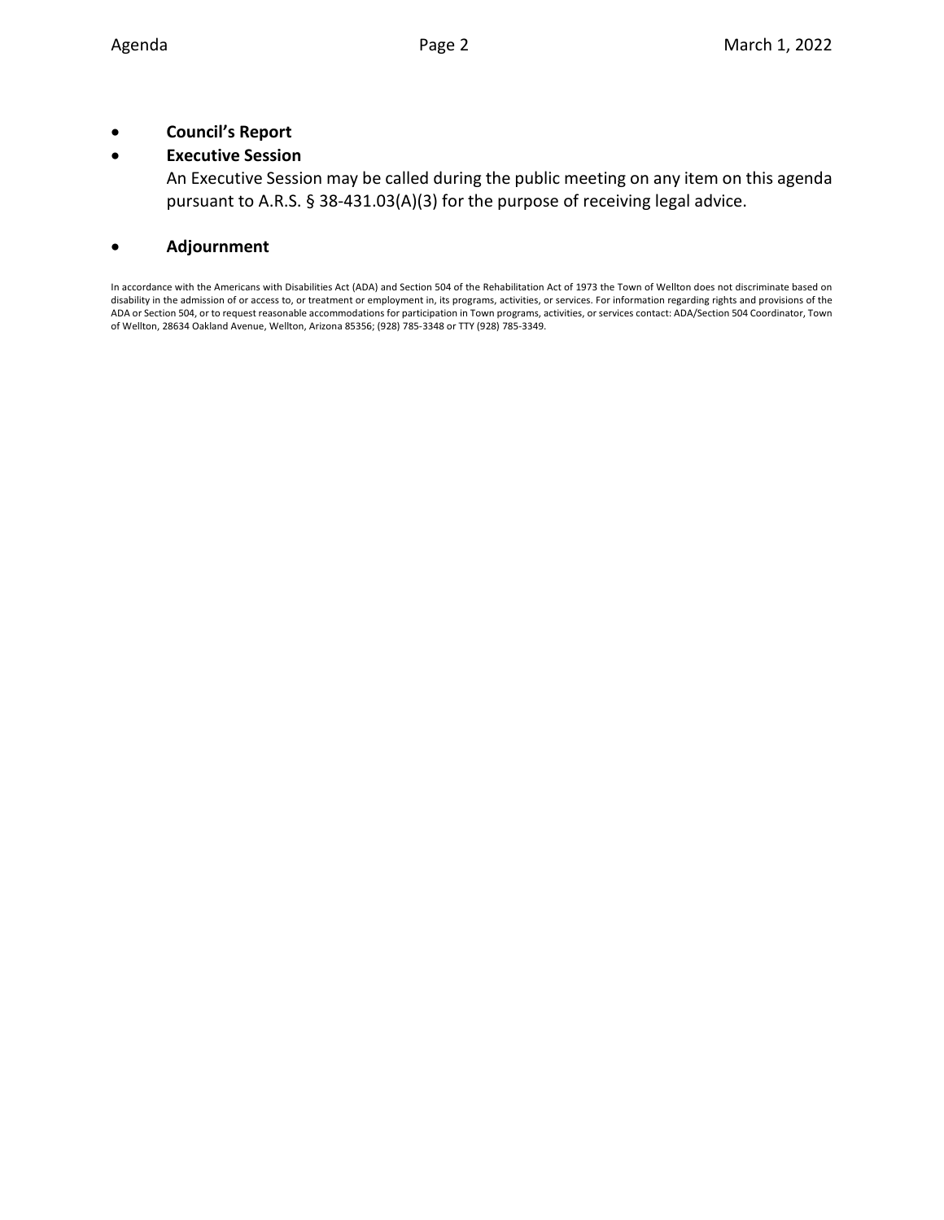- **Council's Report**
- **Executive Session**

  An Executive Session may be called during the public meeting on any item on this agenda pursuant to A.R.S. § 38-431.03(A)(3) for the purpose of receiving legal advice.

- **Adjournment**

In accordance with the Americans with Disabilities Act (ADA) and Section 504 of the Rehabilitation Act of 1973 the Town of Wellton does not discriminate based on disability in the admission of or access to, or treatment or employment in, its programs, activities, or services. For information regarding rights and provisions of the ADA or Section 504, or to request reasonable accommodations for participation in Town programs, activities, or services contact: ADA/Section 504 Coordinator, Town of Wellton, 28634 Oakland Avenue, Wellton, Arizona 85356; (928) 785-3348 or TTY (928) 785-3349.